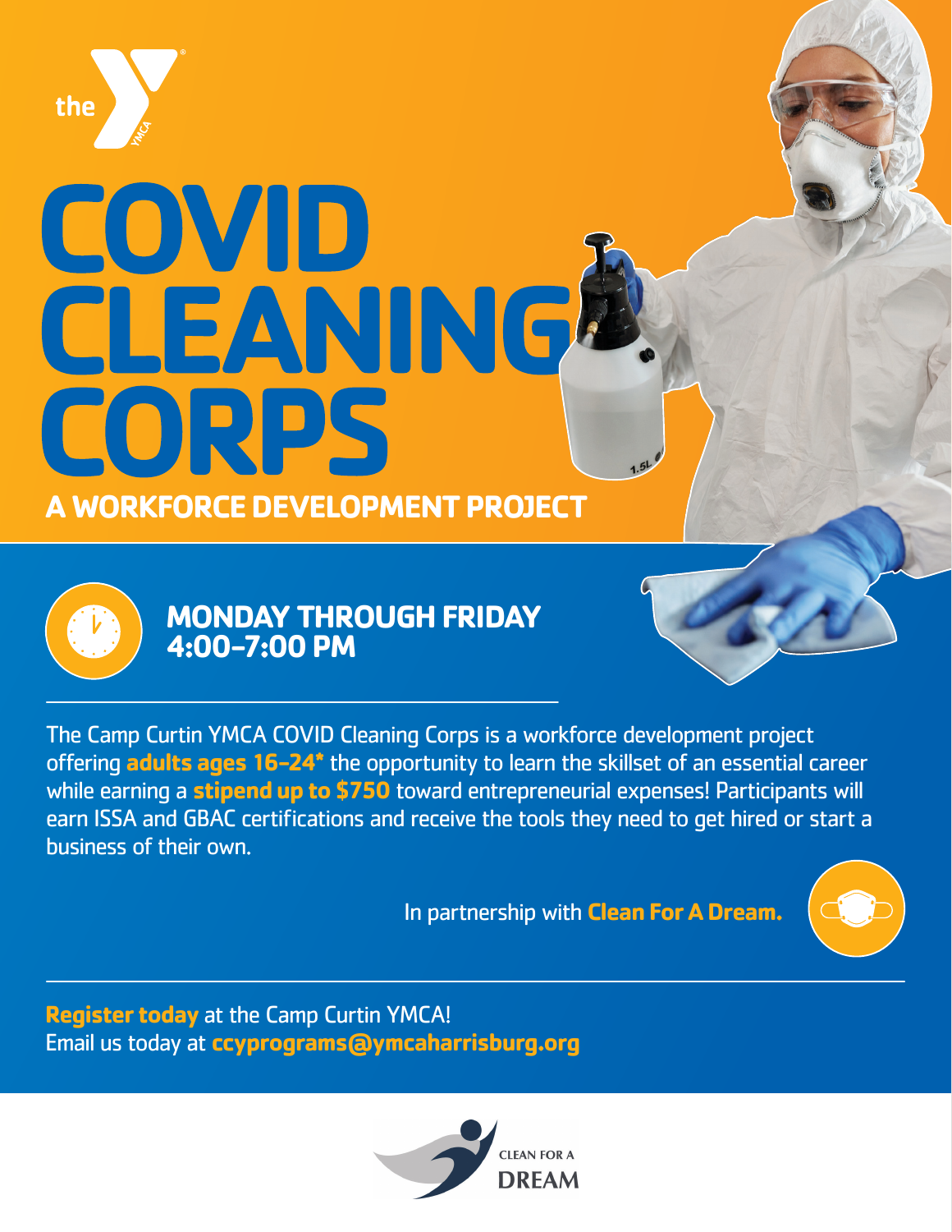the YMCA

# COVID CLEANING CORPS

## A WORKFORCE DEVELOPMENT PROJECT

**MONDAY THROUGH FRIDAY**
**4:00–7:00 PM**

The Camp Curtin YMCA COVID Cleaning Corps is a workforce development project offering **adults ages 16–24*** the opportunity to learn the skillset of an essential career while earning a **stipend up to $750** toward entrepreneurial expenses! Participants will earn ISSA and GBAC certifications and receive the tools they need to get hired or start a business of their own.

In partnership with **Clean For A Dream.**

**Register today** at the Camp Curtin YMCA!
Email us today at **ccyprograms@ymcaharrisburg.org**

CLEAN FOR A DREAM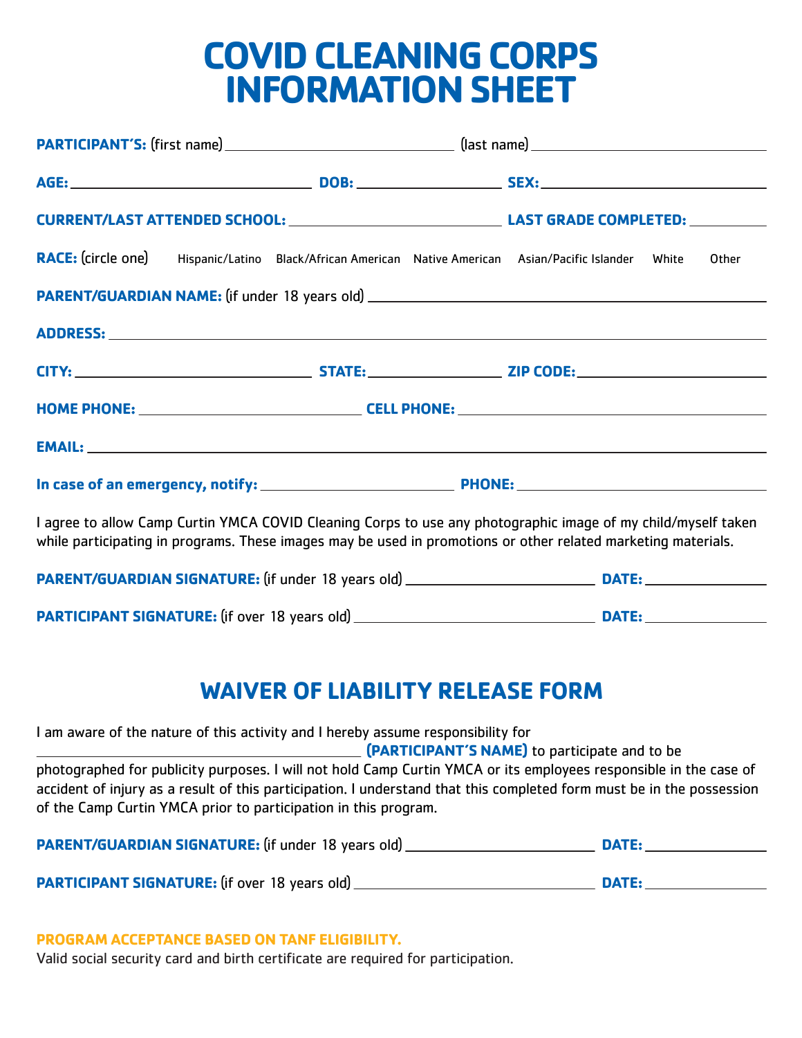# COVID CLEANING CORPS INFORMATION SHEET

**PARTICIPANT'S:** (first name) \_\_\_\_\_\_\_\_\_\_\_\_\_\_\_\_\_\_\_\_ (last name) \_\_\_\_\_\_\_\_\_\_\_\_\_\_\_\_\_\_\_\_

**AGE:** \_\_\_\_\_\_\_\_\_\_\_\_\_\_\_\_\_\_\_\_ **DOB:** \_\_\_\_\_\_\_\_\_\_\_\_ **SEX:** \_\_\_\_\_\_\_\_\_\_\_\_\_\_\_\_\_\_\_\_

**CURRENT/LAST ATTENDED SCHOOL:** \_\_\_\_\_\_\_\_\_\_\_\_\_\_\_\_\_\_\_\_ **LAST GRADE COMPLETED:** \_\_\_\_\_\_

**RACE:** (circle one) Hispanic/Latino Black/African American Native American Asian/Pacific Islander White Other

**PARENT/GUARDIAN NAME:** (if under 18 years old) \_\_\_\_\_\_\_\_\_\_\_\_\_\_\_\_\_\_\_\_\_\_\_\_\_\_\_\_\_\_

**ADDRESS:** \_\_\_\_\_\_\_\_\_\_\_\_\_\_\_\_\_\_\_\_\_\_\_\_\_\_\_\_\_\_\_\_\_\_\_\_\_\_\_\_\_\_\_\_\_\_\_\_

**CITY:** \_\_\_\_\_\_\_\_\_\_\_\_\_\_\_\_\_\_\_\_ **STATE:** \_\_\_\_\_\_\_\_\_\_\_\_ **ZIP CODE:** \_\_\_\_\_\_\_\_\_\_\_\_\_\_\_\_\_\_\_\_

**HOME PHONE:** \_\_\_\_\_\_\_\_\_\_\_\_\_\_\_\_\_\_\_\_ **CELL PHONE:** \_\_\_\_\_\_\_\_\_\_\_\_\_\_\_\_\_\_\_\_\_\_\_\_\_\_\_\_

**EMAIL:** \_\_\_\_\_\_\_\_\_\_\_\_\_\_\_\_\_\_\_\_\_\_\_\_\_\_\_\_\_\_\_\_\_\_\_\_\_\_\_\_\_\_\_\_\_\_\_\_

**In case of an emergency, notify:** \_\_\_\_\_\_\_\_\_\_\_\_\_\_\_\_\_\_\_\_ **PHONE:** \_\_\_\_\_\_\_\_\_\_\_\_\_\_\_\_\_\_\_\_

I agree to allow Camp Curtin YMCA COVID Cleaning Corps to use any photographic image of my child/myself taken while participating in programs. These images may be used in promotions or other related marketing materials.

**PARENT/GUARDIAN SIGNATURE:** (if under 18 years old) \_\_\_\_\_\_\_\_\_\_\_\_\_\_\_\_\_\_\_\_ **DATE:** \_\_\_\_\_\_\_\_\_\_\_\_

**PARTICIPANT SIGNATURE:** (if over 18 years old) \_\_\_\_\_\_\_\_\_\_\_\_\_\_\_\_\_\_\_\_ **DATE:** \_\_\_\_\_\_\_\_\_\_\_\_

## WAIVER OF LIABILITY RELEASE FORM

I am aware of the nature of this activity and I hereby assume responsibility for \_\_\_\_\_\_\_\_\_\_\_\_\_\_\_\_\_\_\_\_\_\_\_\_\_\_\_\_ **(PARTICIPANT'S NAME)** to participate and to be photographed for publicity purposes. I will not hold Camp Curtin YMCA or its employees responsible in the case of accident of injury as a result of this participation. I understand that this completed form must be in the possession of the Camp Curtin YMCA prior to participation in this program.

**PARENT/GUARDIAN SIGNATURE:** (if under 18 years old) \_\_\_\_\_\_\_\_\_\_\_\_\_\_\_\_\_\_\_\_ **DATE:** \_\_\_\_\_\_\_\_\_\_\_\_

**PARTICIPANT SIGNATURE:** (if over 18 years old) \_\_\_\_\_\_\_\_\_\_\_\_\_\_\_\_\_\_\_\_ **DATE:** \_\_\_\_\_\_\_\_\_\_\_\_

**PROGRAM ACCEPTANCE BASED ON TANF ELIGIBILITY.**

Valid social security card and birth certificate are required for participation.